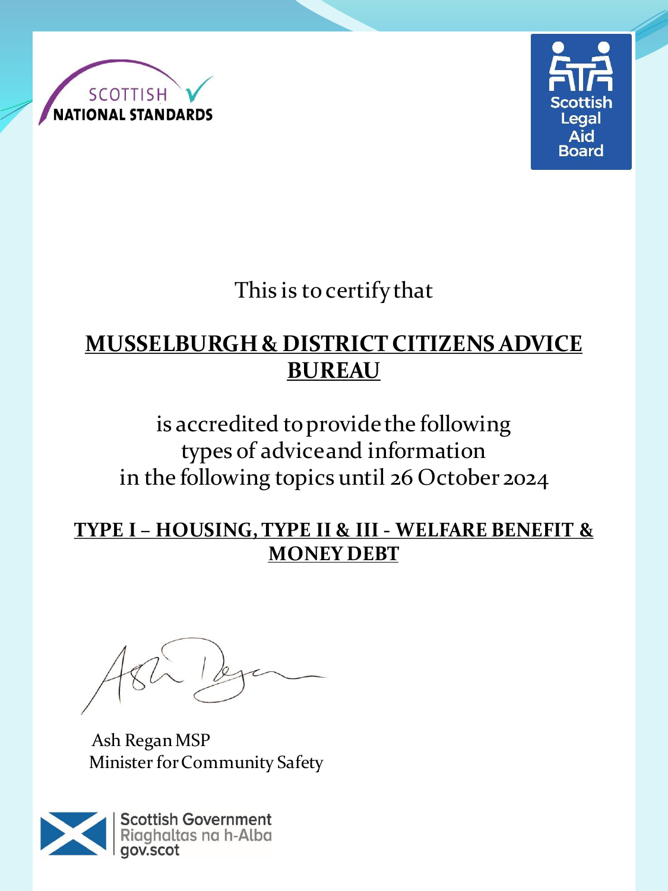SCOTTISH NATIONAL STANDARDS

Scottish Legal Aid Board

This is to certify that

**MUSSELBURGH & DISTRICT CITIZENS ADVICE BUREAU**

is accredited to provide the following
types of advice and information
in the following topics until 26 October 2024

**TYPE I – HOUSING, TYPE II & III - WELFARE BENEFIT & MONEY DEBT**

Ash Regan MSP
Minister for Community Safety

Scottish Government
Riaghaltas na h-Alba
gov.scot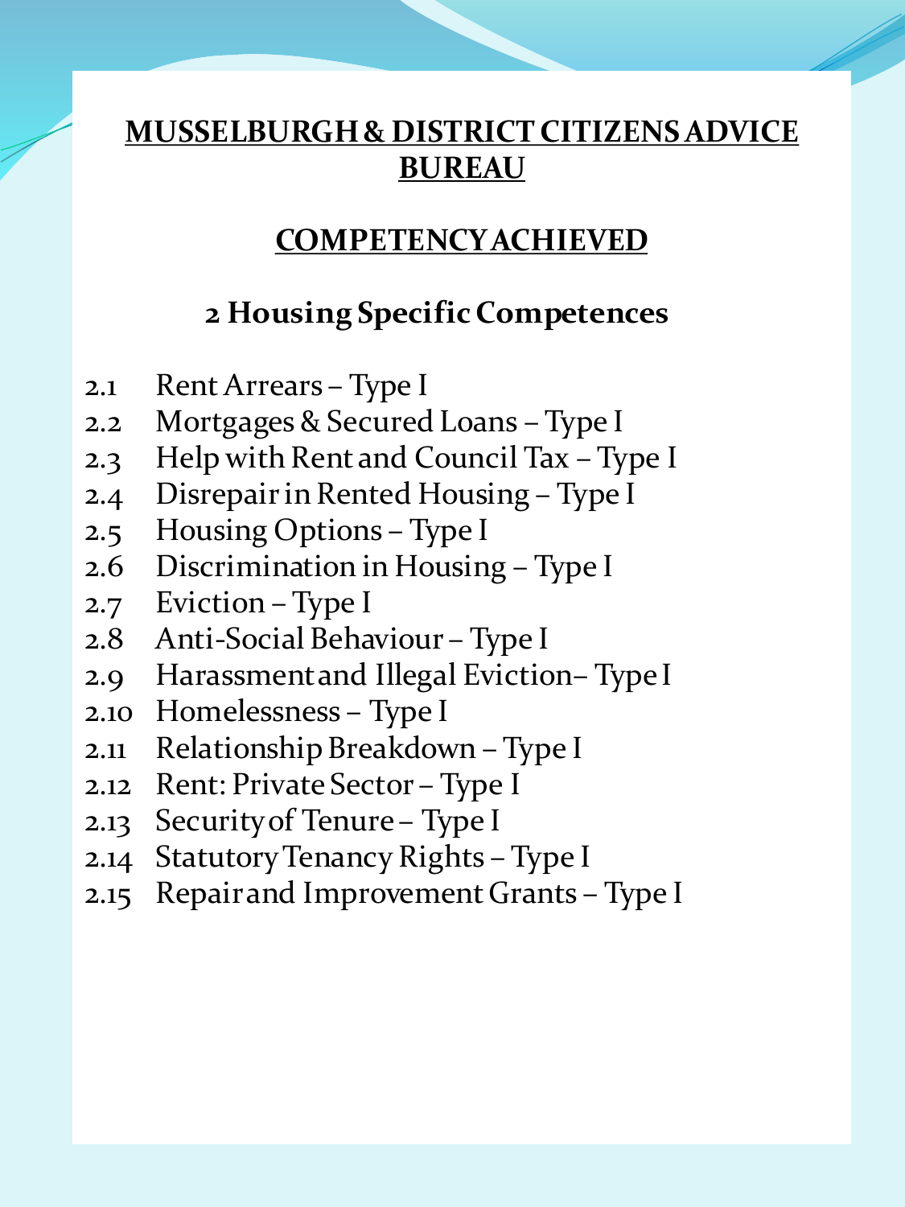# MUSSELBURGH & DISTRICT CITIZENS ADVICE BUREAU

## COMPETENCY ACHIEVED

### 2 Housing Specific Competences

2.1 Rent Arrears – Type I
2.2 Mortgages & Secured Loans – Type I
2.3 Help with Rent and Council Tax – Type I
2.4 Disrepair in Rented Housing – Type I
2.5 Housing Options – Type I
2.6 Discrimination in Housing – Type I
2.7 Eviction – Type I
2.8 Anti-Social Behaviour – Type I
2.9 Harassment and Illegal Eviction– Type I
2.10 Homelessness – Type I
2.11 Relationship Breakdown – Type I
2.12 Rent: Private Sector – Type I
2.13 Security of Tenure – Type I
2.14 Statutory Tenancy Rights – Type I
2.15 Repair and Improvement Grants – Type I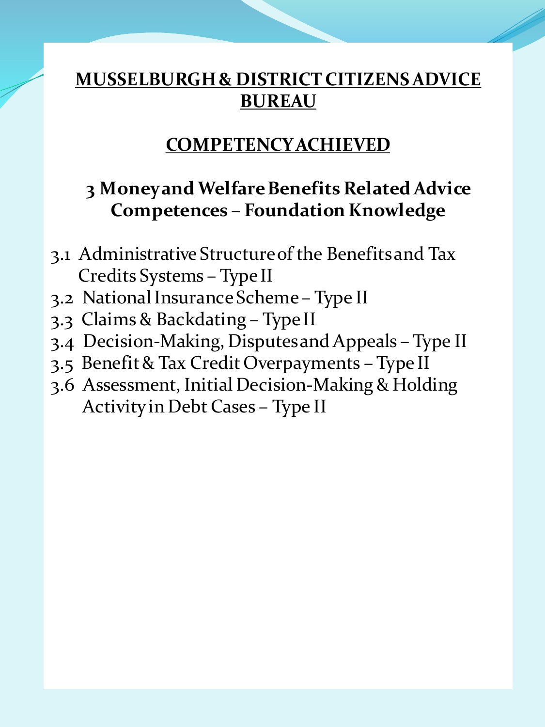**MUSSELBURGH & DISTRICT CITIZENS ADVICE BUREAU**

**COMPETENCY ACHIEVED**

**3 Money and Welfare Benefits Related Advice Competences – Foundation Knowledge**

3.1 Administrative Structure of the Benefits and Tax Credits Systems – Type II
3.2 National Insurance Scheme – Type II
3.3 Claims & Backdating – Type II
3.4 Decision-Making, Disputes and Appeals – Type II
3.5 Benefit & Tax Credit Overpayments – Type II
3.6 Assessment, Initial Decision-Making & Holding Activity in Debt Cases – Type II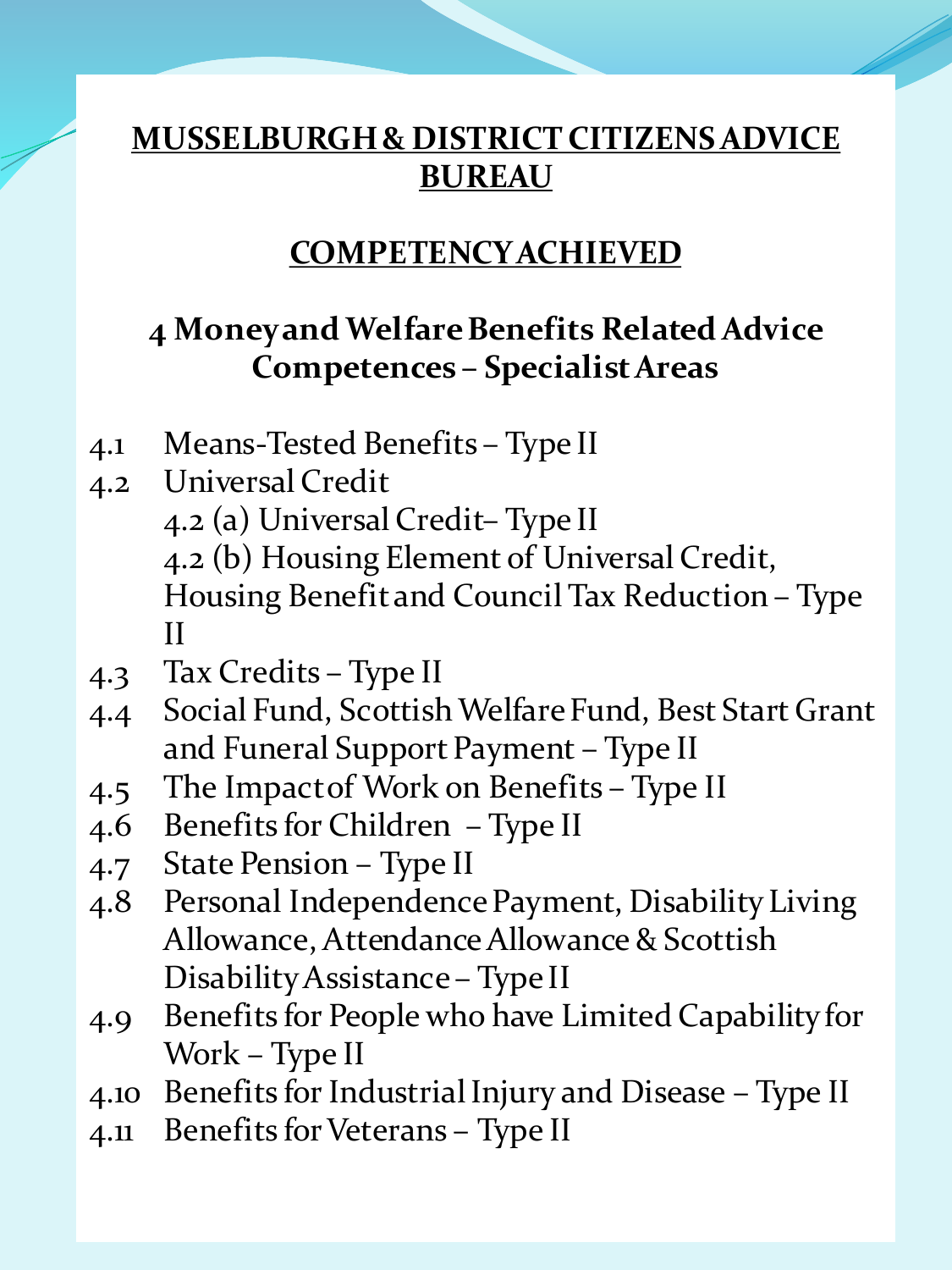# MUSSELBURGH & DISTRICT CITIZENS ADVICE BUREAU

## COMPETENCY ACHIEVED

### 4 Money and Welfare Benefits Related Advice Competences – Specialist Areas

- 4.1 Means-Tested Benefits – Type II
- 4.2 Universal Credit
  - 4.2 (a) Universal Credit– Type II
  - 4.2 (b) Housing Element of Universal Credit, Housing Benefit and Council Tax Reduction – Type II
- 4.3 Tax Credits – Type II
- 4.4 Social Fund, Scottish Welfare Fund, Best Start Grant and Funeral Support Payment – Type II
- 4.5 The Impact of Work on Benefits – Type II
- 4.6 Benefits for Children – Type II
- 4.7 State Pension – Type II
- 4.8 Personal Independence Payment, Disability Living Allowance, Attendance Allowance & Scottish Disability Assistance – Type II
- 4.9 Benefits for People who have Limited Capability for Work – Type II
- 4.10 Benefits for Industrial Injury and Disease – Type II
- 4.11 Benefits for Veterans – Type II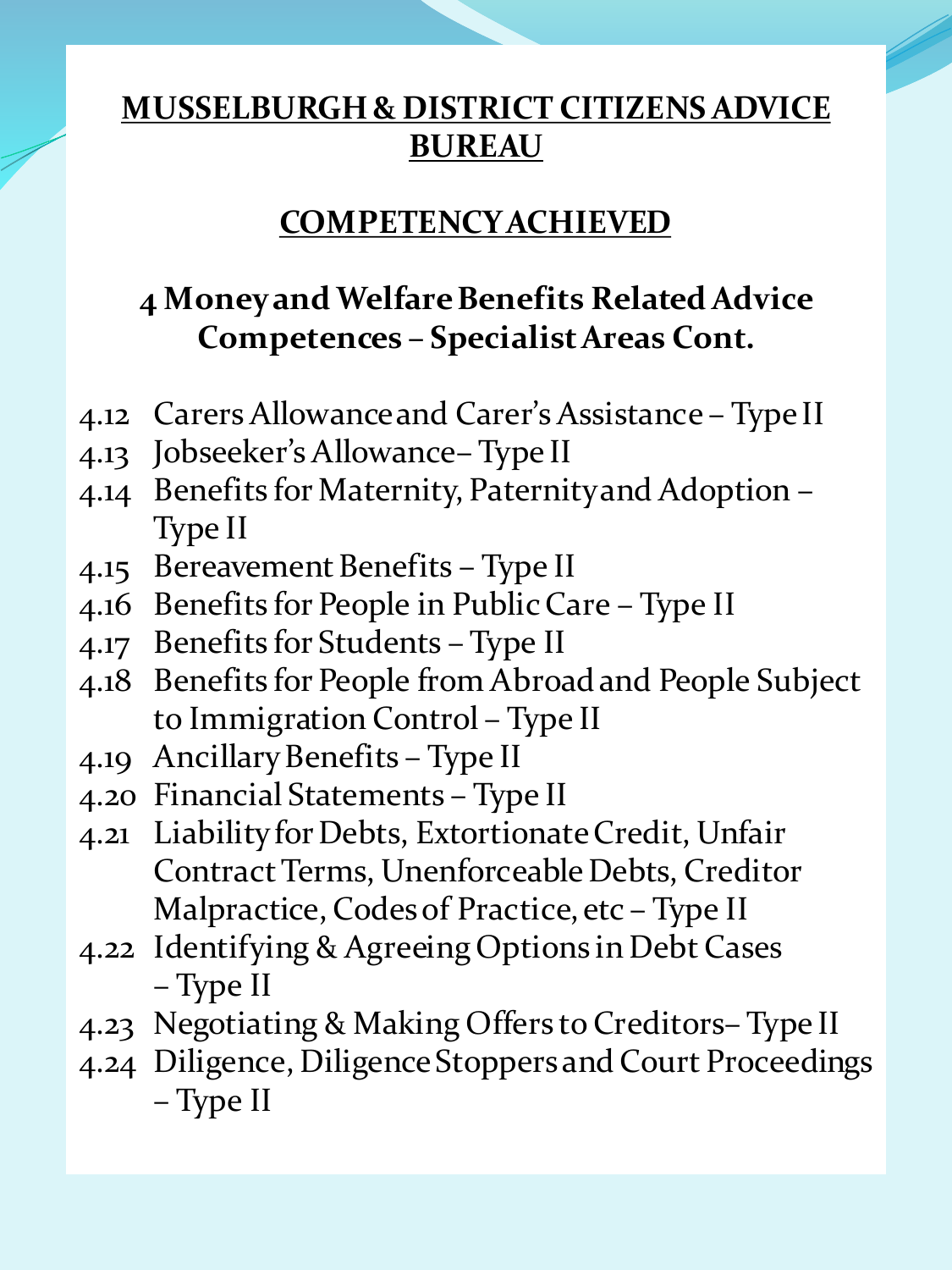# MUSSELBURGH & DISTRICT CITIZENS ADVICE BUREAU

## COMPETENCY ACHIEVED

### 4 Money and Welfare Benefits Related Advice Competences – Specialist Areas Cont.

- 4.12 Carers Allowance and Carer's Assistance – Type II
- 4.13 Jobseeker's Allowance– Type II
- 4.14 Benefits for Maternity, Paternity and Adoption – Type II
- 4.15 Bereavement Benefits – Type II
- 4.16 Benefits for People in Public Care – Type II
- 4.17 Benefits for Students – Type II
- 4.18 Benefits for People from Abroad and People Subject to Immigration Control – Type II
- 4.19 Ancillary Benefits – Type II
- 4.20 Financial Statements – Type II
- 4.21 Liability for Debts, Extortionate Credit, Unfair Contract Terms, Unenforceable Debts, Creditor Malpractice, Codes of Practice, etc – Type II
- 4.22 Identifying & Agreeing Options in Debt Cases – Type II
- 4.23 Negotiating & Making Offers to Creditors– Type II
- 4.24 Diligence, Diligence Stoppers and Court Proceedings – Type II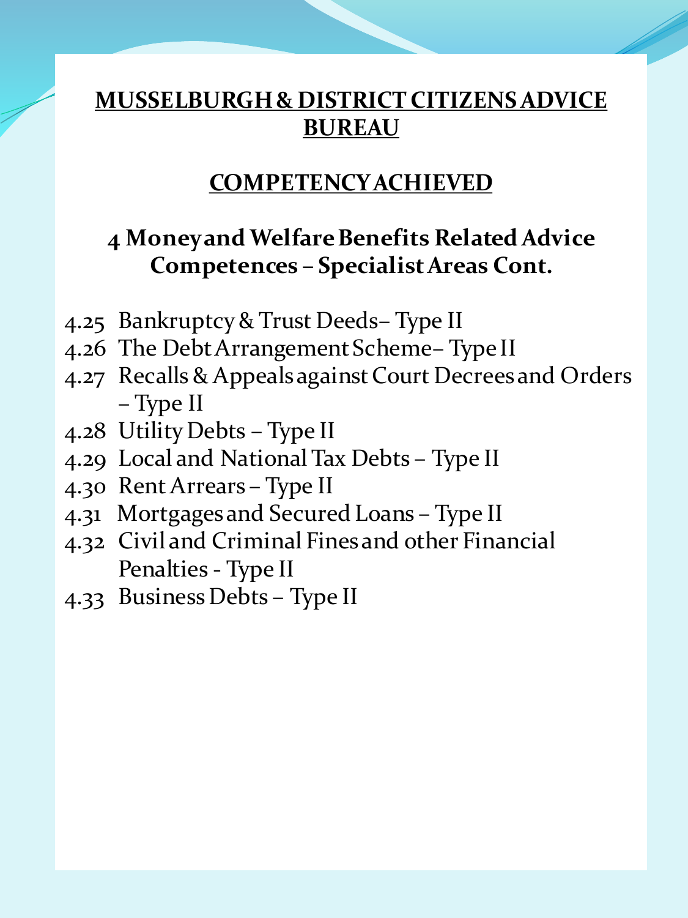**MUSSELBURGH & DISTRICT CITIZENS ADVICE BUREAU**

**COMPETENCY ACHIEVED**

**4 Money and Welfare Benefits Related Advice Competences – Specialist Areas Cont.**

4.25 Bankruptcy & Trust Deeds– Type II
4.26 The Debt Arrangement Scheme– Type II
4.27 Recalls & Appeals against Court Decrees and Orders – Type II
4.28 Utility Debts – Type II
4.29 Local and National Tax Debts – Type II
4.30 Rent Arrears – Type II
4.31 Mortgages and Secured Loans – Type II
4.32 Civil and Criminal Fines and other Financial Penalties - Type II
4.33 Business Debts – Type II